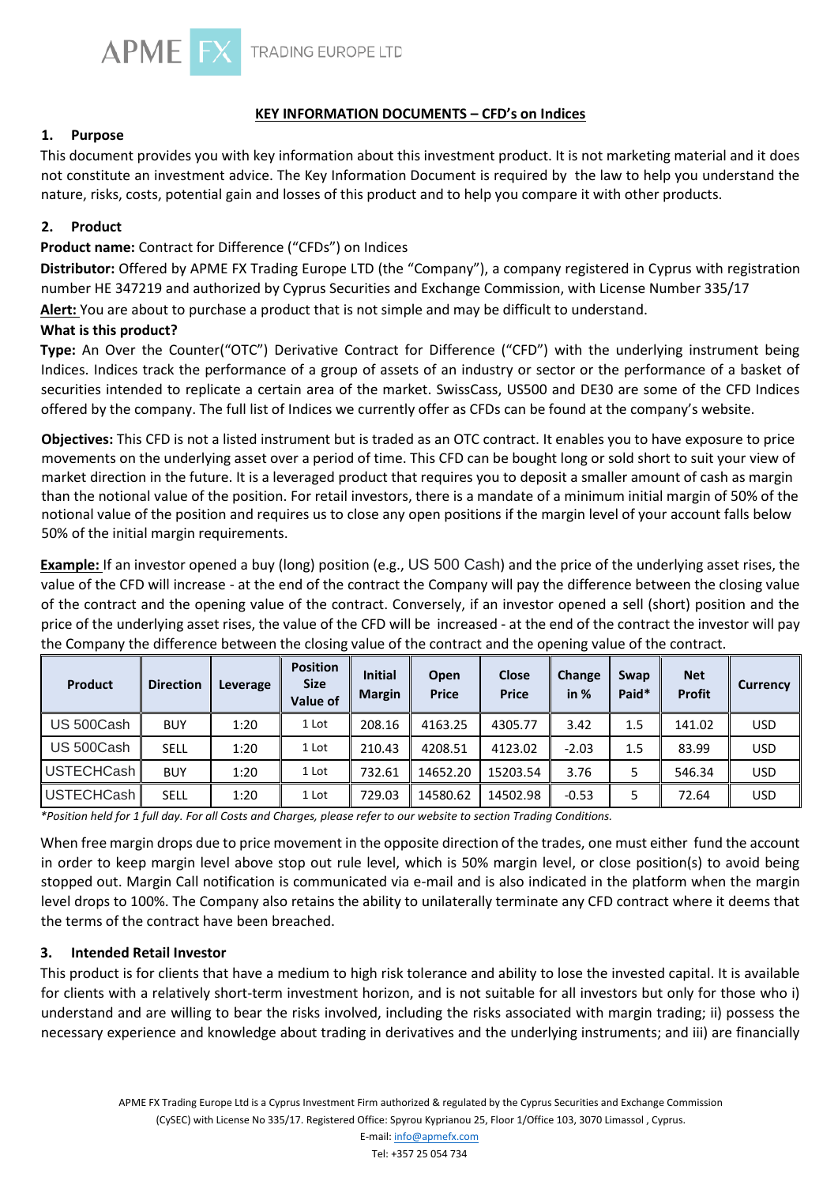APME FX TRADING EUROPE LTD

# KEY INFORMATION DOCUMENTS – CFD's on Indices

## 1. Purpose

This document provides you with key information about this investment product. It is not marketing material and it does not constitute an investment advice. The Key Information Document is required by the law to help you understand the nature, risks, costs, potential gain and losses of this product and to help you compare it with other products.

## 2. Product

**Product name:** Contract for Difference ("CFDs") on Indices

**Distributor:** Offered by APME FX Trading Europe LTD (the "Company"), a company registered in Cyprus with registration number HE 347219 and authorized by Cyprus Securities and Exchange Commission, with License Number 335/17

**Alert:** You are about to purchase a product that is not simple and may be difficult to understand.

**What is this product?**

**Type:** An Over the Counter("OTC") Derivative Contract for Difference ("CFD") with the underlying instrument being Indices. Indices track the performance of a group of assets of an industry or sector or the performance of a basket of securities intended to replicate a certain area of the market. SwissCass, US500 and DE30 are some of the CFD Indices offered by the company. The full list of Indices we currently offer as CFDs can be found at the company's website.

**Objectives:** This CFD is not a listed instrument but is traded as an OTC contract. It enables you to have exposure to price movements on the underlying asset over a period of time. This CFD can be bought long or sold short to suit your view of market direction in the future. It is a leveraged product that requires you to deposit a smaller amount of cash as margin than the notional value of the position. For retail investors, there is a mandate of a minimum initial margin of 50% of the notional value of the position and requires us to close any open positions if the margin level of your account falls below 50% of the initial margin requirements.

**Example:** If an investor opened a buy (long) position (e.g., US 500 Cash) and the price of the underlying asset rises, the value of the CFD will increase - at the end of the contract the Company will pay the difference between the closing value of the contract and the opening value of the contract. Conversely, if an investor opened a sell (short) position and the price of the underlying asset rises, the value of the CFD will be increased - at the end of the contract the investor will pay the Company the difference between the closing value of the contract and the opening value of the contract.

| Product | Direction | Leverage | Position Size Value of | Initial Margin | Open Price | Close Price | Change in % | Swap Paid* | Net Profit | Currency |
|---|---|---|---|---|---|---|---|---|---|---|
| US 500Cash | BUY | 1:20 | 1 Lot | 208.16 | 4163.25 | 4305.77 | 3.42 | 1.5 | 141.02 | USD |
| US 500Cash | SELL | 1:20 | 1 Lot | 210.43 | 4208.51 | 4123.02 | -2.03 | 1.5 | 83.99 | USD |
| USTECHCash | BUY | 1:20 | 1 Lot | 732.61 | 14652.20 | 15203.54 | 3.76 | 5 | 546.34 | USD |
| USTECHCash | SELL | 1:20 | 1 Lot | 729.03 | 14580.62 | 14502.98 | -0.53 | 5 | 72.64 | USD |

*\*Position held for 1 full day. For all Costs and Charges, please refer to our website to section Trading Conditions.*

When free margin drops due to price movement in the opposite direction of the trades, one must either fund the account in order to keep margin level above stop out rule level, which is 50% margin level, or close position(s) to avoid being stopped out. Margin Call notification is communicated via e-mail and is also indicated in the platform when the margin level drops to 100%. The Company also retains the ability to unilaterally terminate any CFD contract where it deems that the terms of the contract have been breached.

## 3. Intended Retail Investor

This product is for clients that have a medium to high risk tolerance and ability to lose the invested capital. It is available for clients with a relatively short-term investment horizon, and is not suitable for all investors but only for those who i) understand and are willing to bear the risks involved, including the risks associated with margin trading; ii) possess the necessary experience and knowledge about trading in derivatives and the underlying instruments; and iii) are financially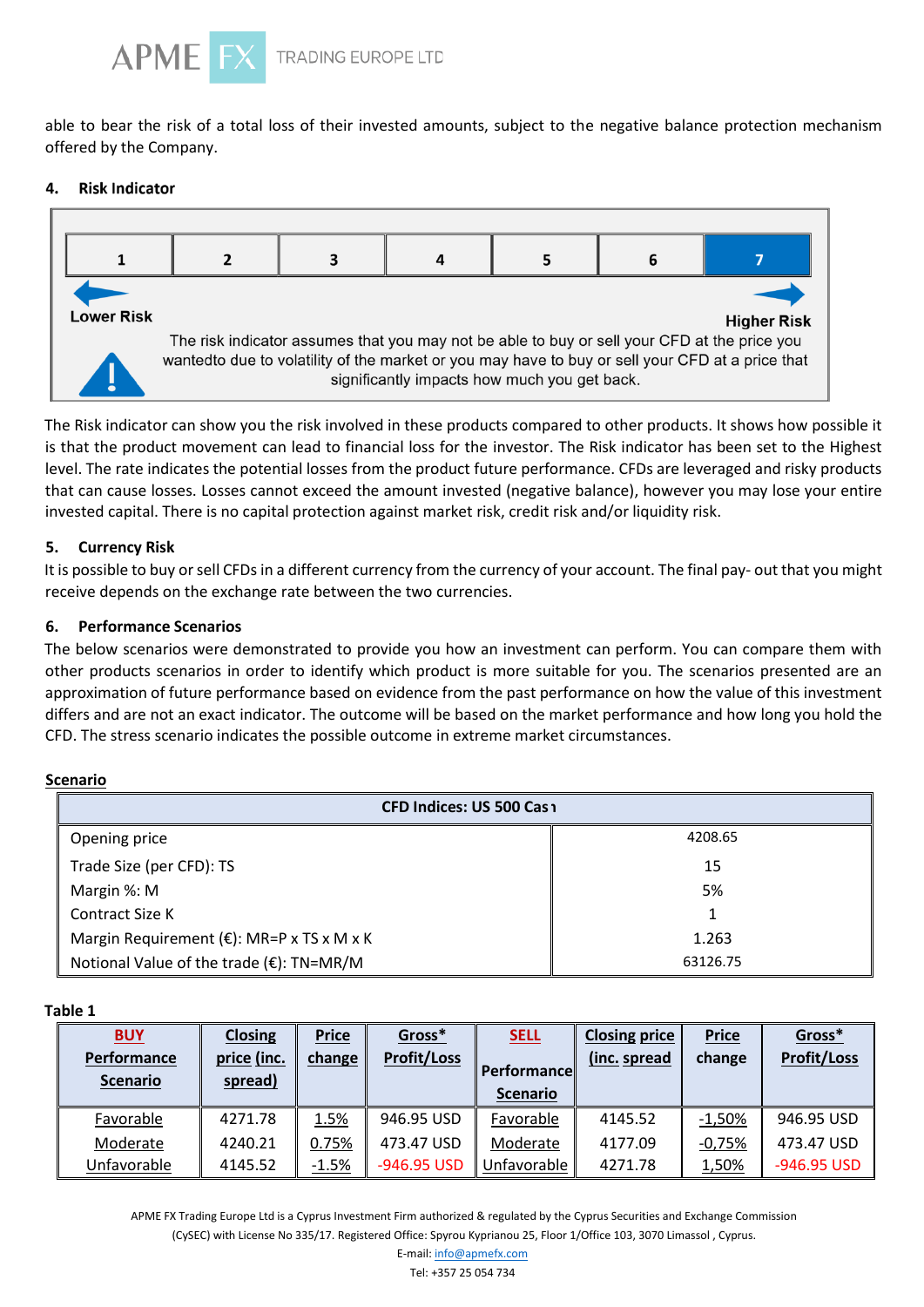able to bear the risk of a total loss of their invested amounts, subject to the negative balance protection mechanism offered by the Company.

## 4. Risk Indicator

| 1 | 2 | 3 | 4 | 5 | 6 | 7 |
|---|---|---|---|---|---|---|

Lower Risk

Higher Risk

The risk indicator assumes that you may not be able to buy or sell your CFD at the price you wantedto due to volatility of the market or you may have to buy or sell your CFD at a price that significantly impacts how much you get back.

The Risk indicator can show you the risk involved in these products compared to other products. It shows how possible it is that the product movement can lead to financial loss for the investor. The Risk indicator has been set to the Highest level. The rate indicates the potential losses from the product future performance. CFDs are leveraged and risky products that can cause losses. Losses cannot exceed the amount invested (negative balance), however you may lose your entire invested capital. There is no capital protection against market risk, credit risk and/or liquidity risk.

## 5. Currency Risk

It is possible to buy or sell CFDs in a different currency from the currency of your account. The final pay- out that you might receive depends on the exchange rate between the two currencies.

## 6. Performance Scenarios

The below scenarios were demonstrated to provide you how an investment can perform. You can compare them with other products scenarios in order to identify which product is more suitable for you. The scenarios presented are an approximation of future performance based on evidence from the past performance on how the value of this investment differs and are not an exact indicator. The outcome will be based on the market performance and how long you hold the CFD. The stress scenario indicates the possible outcome in extreme market circumstances.

**Scenario**

| CFD Indices: US 500 Cash | |
|---|---|
| Opening price | 4208.65 |
| Trade Size (per CFD): TS | 15 |
| Margin %: M | 5% |
| Contract Size K | 1 |
| Margin Requirement (€): MR=P x TS x M x K | 1.263 |
| Notional Value of the trade (€): TN=MR/M | 63126.75 |

**Table 1**

| BUY Performance Scenario | Closing price (inc. spread) | Price change | Gross* Profit/Loss | SELL Performance Scenario | Closing price (inc. spread | Price change | Gross* Profit/Loss |
|---|---|---|---|---|---|---|---|
| Favorable | 4271.78 | 1.5% | 946.95 USD | Favorable | 4145.52 | -1,50% | 946.95 USD |
| Moderate | 4240.21 | 0.75% | 473.47 USD | Moderate | 4177.09 | -0,75% | 473.47 USD |
| Unfavorable | 4145.52 | -1.5% | -946.95 USD | Unfavorable | 4271.78 | 1,50% | -946.95 USD |

APME FX Trading Europe Ltd is a Cyprus Investment Firm authorized & regulated by the Cyprus Securities and Exchange Commission (CySEC) with License No 335/17. Registered Office: Spyrou Kyprianou 25, Floor 1/Office 103, 3070 Limassol , Cyprus.
E-mail: info@apmefx.com
Tel: +357 25 054 734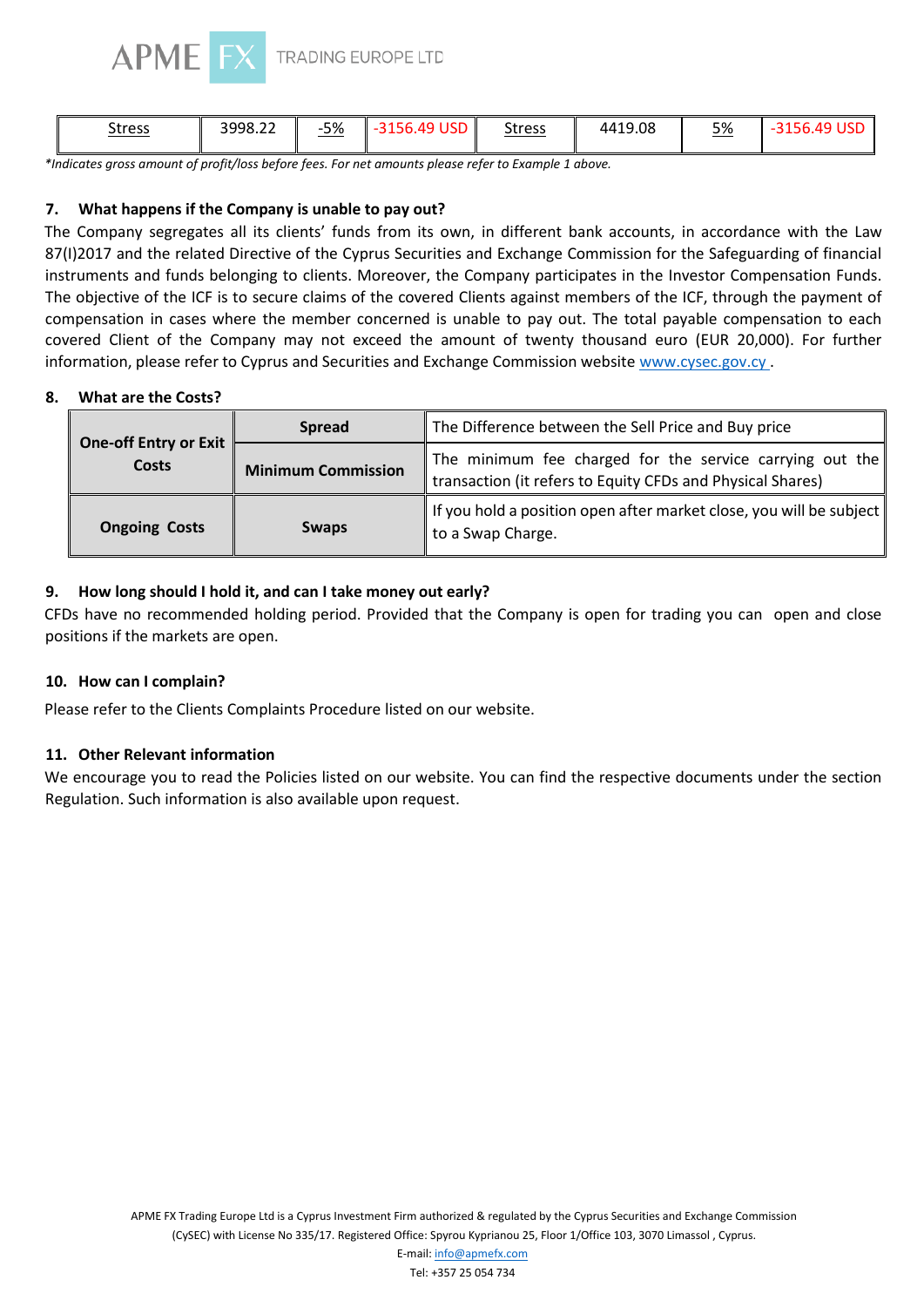| | | | | | | | |
|---|---|---|---|---|---|---|---|
| Stress | 3998.22 | -5% | -3156.49 USD | Stress | 4419.08 | 5% | -3156.49 USD |

*\*Indicates gross amount of profit/loss before fees. For net amounts please refer to Example 1 above.*

## 7. What happens if the Company is unable to pay out?

The Company segregates all its clients' funds from its own, in different bank accounts, in accordance with the Law 87(I)2017 and the related Directive of the Cyprus Securities and Exchange Commission for the Safeguarding of financial instruments and funds belonging to clients. Moreover, the Company participates in the Investor Compensation Funds. The objective of the ICF is to secure claims of the covered Clients against members of the ICF, through the payment of compensation in cases where the member concerned is unable to pay out. The total payable compensation to each covered Client of the Company may not exceed the amount of twenty thousand euro (EUR 20,000). For further information, please refer to Cyprus and Securities and Exchange Commission website www.cysec.gov.cy .

## 8. What are the Costs?

| | | |
|---|---|---|
| **One-off Entry or Exit Costs** | **Spread** | The Difference between the Sell Price and Buy price |
| | **Minimum Commission** | The minimum fee charged for the service carrying out the transaction (it refers to Equity CFDs and Physical Shares) |
| **Ongoing Costs** | **Swaps** | If you hold a position open after market close, you will be subject to a Swap Charge. |

## 9. How long should I hold it, and can I take money out early?

CFDs have no recommended holding period. Provided that the Company is open for trading you can open and close positions if the markets are open.

## 10. How can I complain?

Please refer to the Clients Complaints Procedure listed on our website.

## 11. Other Relevant information

We encourage you to read the Policies listed on our website. You can find the respective documents under the section Regulation. Such information is also available upon request.

APME FX Trading Europe Ltd is a Cyprus Investment Firm authorized & regulated by the Cyprus Securities and Exchange Commission (CySEC) with License No 335/17. Registered Office: Spyrou Kyprianou 25, Floor 1/Office 103, 3070 Limassol , Cyprus.
E-mail: info@apmefx.com
Tel: +357 25 054 734